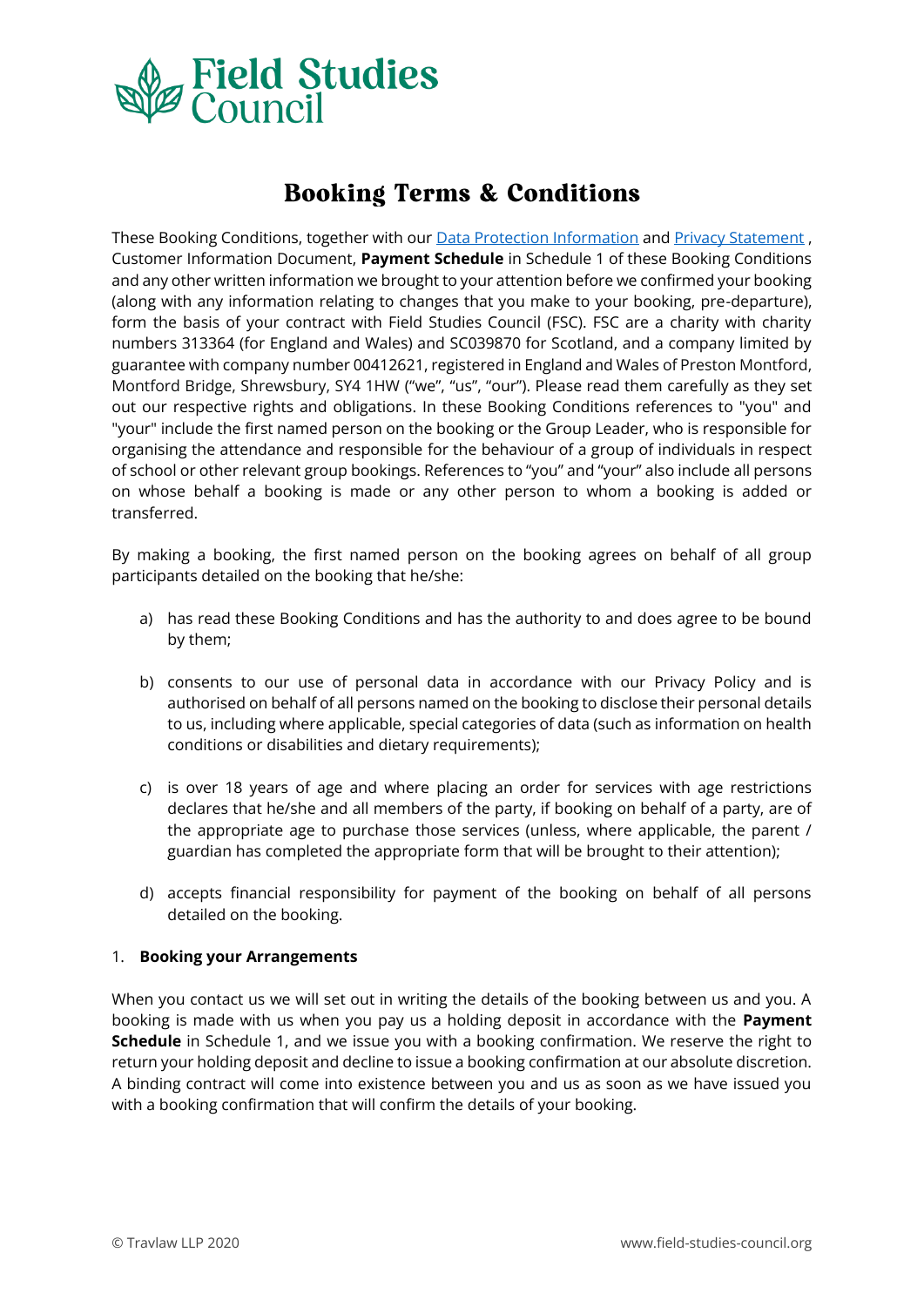Field Studies Council

# Booking Terms & Conditions

These Booking Conditions, together with our [Data Protection Information](#) and [Privacy Statement](#) , Customer Information Document, **Payment Schedule** in Schedule 1 of these Booking Conditions and any other written information we brought to your attention before we confirmed your booking (along with any information relating to changes that you make to your booking, pre-departure), form the basis of your contract with Field Studies Council (FSC). FSC are a charity with charity numbers 313364 (for England and Wales) and SC039870 for Scotland, and a company limited by guarantee with company number 00412621, registered in England and Wales of Preston Montford, Montford Bridge, Shrewsbury, SY4 1HW ("we", "us", "our"). Please read them carefully as they set out our respective rights and obligations. In these Booking Conditions references to "you" and "your" include the first named person on the booking or the Group Leader, who is responsible for organising the attendance and responsible for the behaviour of a group of individuals in respect of school or other relevant group bookings. References to "you" and "your" also include all persons on whose behalf a booking is made or any other person to whom a booking is added or transferred.

By making a booking, the first named person on the booking agrees on behalf of all group participants detailed on the booking that he/she:

a) has read these Booking Conditions and has the authority to and does agree to be bound by them;

b) consents to our use of personal data in accordance with our Privacy Policy and is authorised on behalf of all persons named on the booking to disclose their personal details to us, including where applicable, special categories of data (such as information on health conditions or disabilities and dietary requirements);

c) is over 18 years of age and where placing an order for services with age restrictions declares that he/she and all members of the party, if booking on behalf of a party, are of the appropriate age to purchase those services (unless, where applicable, the parent / guardian has completed the appropriate form that will be brought to their attention);

d) accepts financial responsibility for payment of the booking on behalf of all persons detailed on the booking.

## 1. Booking your Arrangements

When you contact us we will set out in writing the details of the booking between us and you. A booking is made with us when you pay us a holding deposit in accordance with the **Payment Schedule** in Schedule 1, and we issue you with a booking confirmation. We reserve the right to return your holding deposit and decline to issue a booking confirmation at our absolute discretion. A binding contract will come into existence between you and us as soon as we have issued you with a booking confirmation that will confirm the details of your booking.

© Travlaw LLP 2020 www.field-studies-council.org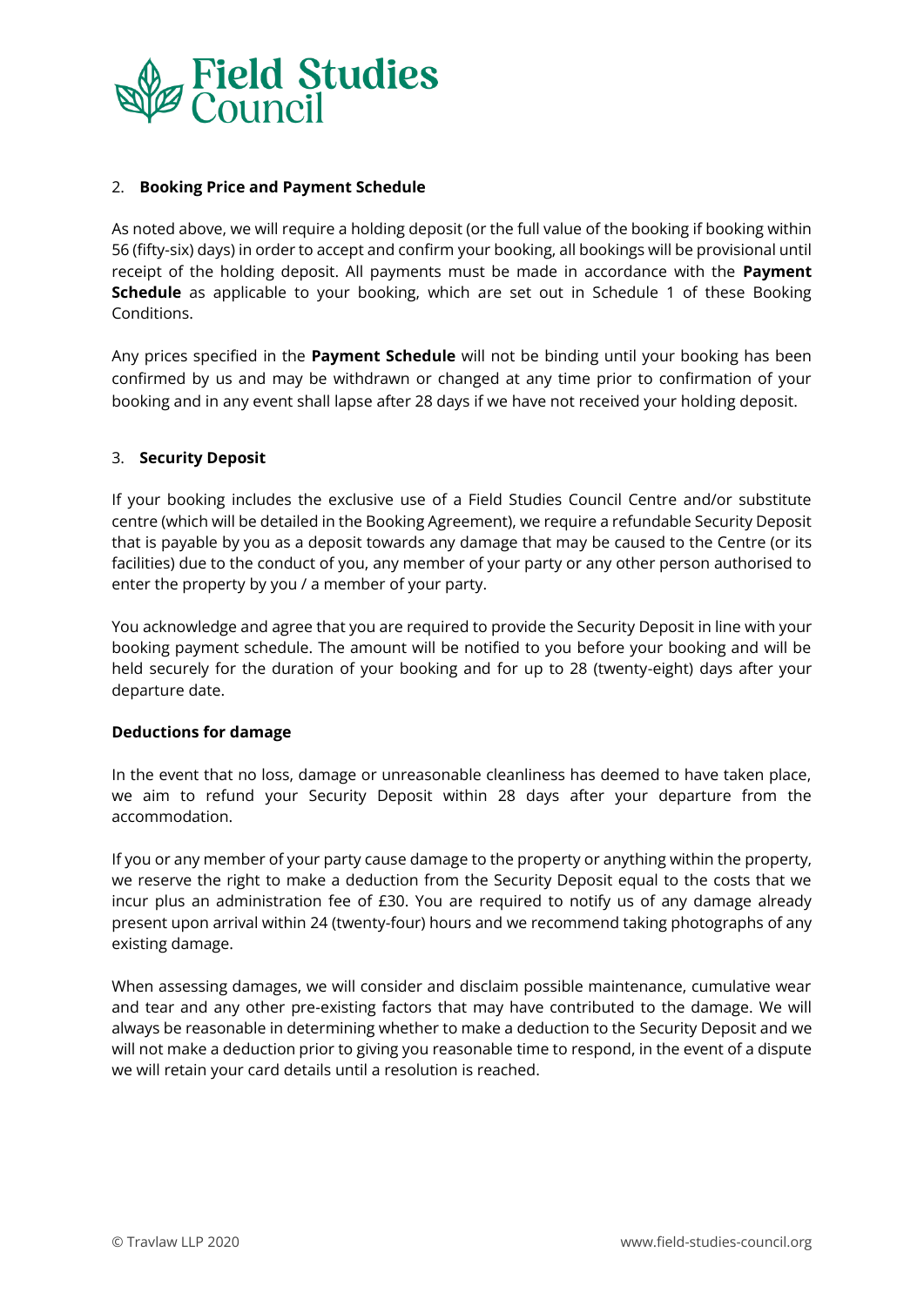## 2. Booking Price and Payment Schedule

As noted above, we will require a holding deposit (or the full value of the booking if booking within 56 (fifty-six) days) in order to accept and confirm your booking, all bookings will be provisional until receipt of the holding deposit. All payments must be made in accordance with the **Payment Schedule** as applicable to your booking, which are set out in Schedule 1 of these Booking Conditions.

Any prices specified in the **Payment Schedule** will not be binding until your booking has been confirmed by us and may be withdrawn or changed at any time prior to confirmation of your booking and in any event shall lapse after 28 days if we have not received your holding deposit.

## 3. Security Deposit

If your booking includes the exclusive use of a Field Studies Council Centre and/or substitute centre (which will be detailed in the Booking Agreement), we require a refundable Security Deposit that is payable by you as a deposit towards any damage that may be caused to the Centre (or its facilities) due to the conduct of you, any member of your party or any other person authorised to enter the property by you / a member of your party.

You acknowledge and agree that you are required to provide the Security Deposit in line with your booking payment schedule. The amount will be notified to you before your booking and will be held securely for the duration of your booking and for up to 28 (twenty-eight) days after your departure date.

**Deductions for damage**

In the event that no loss, damage or unreasonable cleanliness has deemed to have taken place, we aim to refund your Security Deposit within 28 days after your departure from the accommodation.

If you or any member of your party cause damage to the property or anything within the property, we reserve the right to make a deduction from the Security Deposit equal to the costs that we incur plus an administration fee of £30. You are required to notify us of any damage already present upon arrival within 24 (twenty-four) hours and we recommend taking photographs of any existing damage.

When assessing damages, we will consider and disclaim possible maintenance, cumulative wear and tear and any other pre-existing factors that may have contributed to the damage. We will always be reasonable in determining whether to make a deduction to the Security Deposit and we will not make a deduction prior to giving you reasonable time to respond, in the event of a dispute we will retain your card details until a resolution is reached.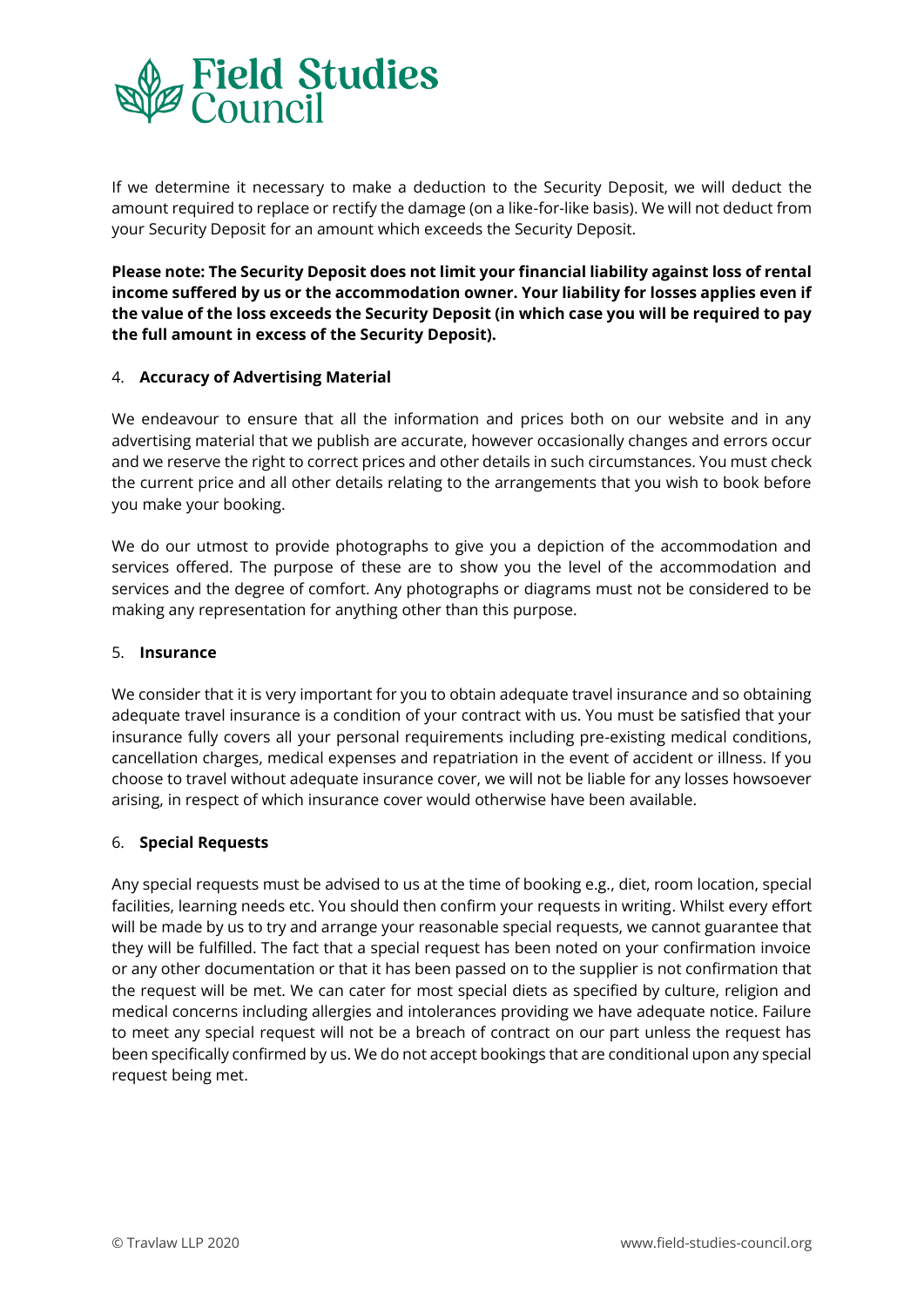If we determine it necessary to make a deduction to the Security Deposit, we will deduct the amount required to replace or rectify the damage (on a like-for-like basis). We will not deduct from your Security Deposit for an amount which exceeds the Security Deposit.

**Please note: The Security Deposit does not limit your financial liability against loss of rental income suffered by us or the accommodation owner. Your liability for losses applies even if the value of the loss exceeds the Security Deposit (in which case you will be required to pay the full amount in excess of the Security Deposit).**

## 4. Accuracy of Advertising Material

We endeavour to ensure that all the information and prices both on our website and in any advertising material that we publish are accurate, however occasionally changes and errors occur and we reserve the right to correct prices and other details in such circumstances. You must check the current price and all other details relating to the arrangements that you wish to book before you make your booking.

We do our utmost to provide photographs to give you a depiction of the accommodation and services offered. The purpose of these are to show you the level of the accommodation and services and the degree of comfort. Any photographs or diagrams must not be considered to be making any representation for anything other than this purpose.

## 5. Insurance

We consider that it is very important for you to obtain adequate travel insurance and so obtaining adequate travel insurance is a condition of your contract with us. You must be satisfied that your insurance fully covers all your personal requirements including pre-existing medical conditions, cancellation charges, medical expenses and repatriation in the event of accident or illness. If you choose to travel without adequate insurance cover, we will not be liable for any losses howsoever arising, in respect of which insurance cover would otherwise have been available.

## 6. Special Requests

Any special requests must be advised to us at the time of booking e.g., diet, room location, special facilities, learning needs etc. You should then confirm your requests in writing. Whilst every effort will be made by us to try and arrange your reasonable special requests, we cannot guarantee that they will be fulfilled. The fact that a special request has been noted on your confirmation invoice or any other documentation or that it has been passed on to the supplier is not confirmation that the request will be met. We can cater for most special diets as specified by culture, religion and medical concerns including allergies and intolerances providing we have adequate notice. Failure to meet any special request will not be a breach of contract on our part unless the request has been specifically confirmed by us. We do not accept bookings that are conditional upon any special request being met.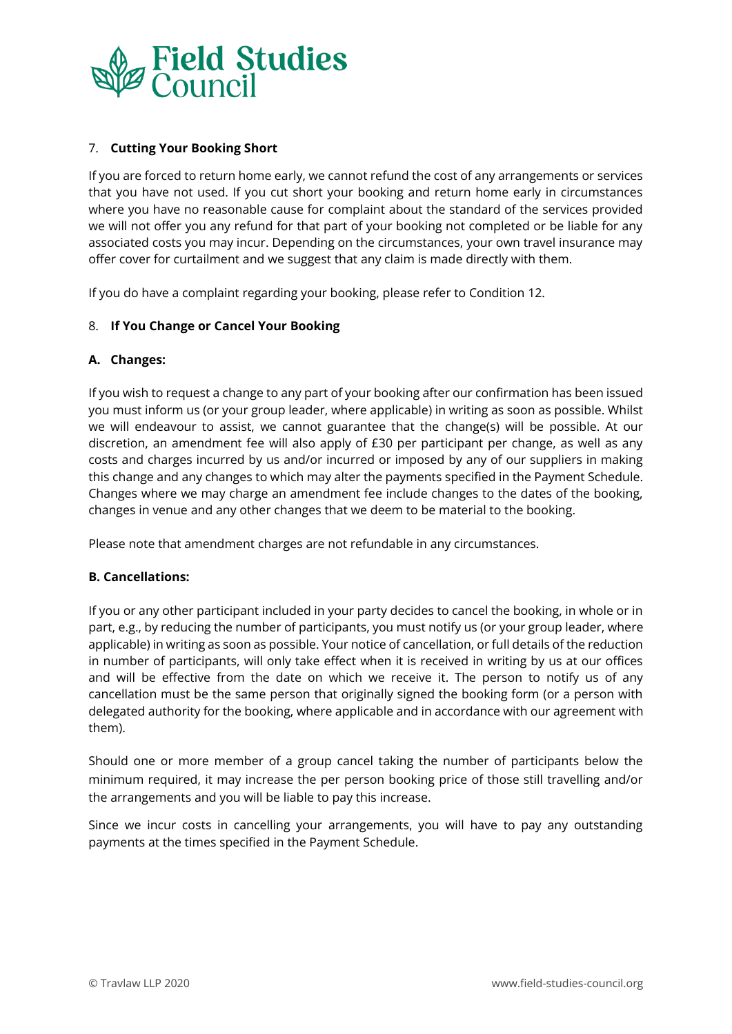## 7. Cutting Your Booking Short

If you are forced to return home early, we cannot refund the cost of any arrangements or services that you have not used. If you cut short your booking and return home early in circumstances where you have no reasonable cause for complaint about the standard of the services provided we will not offer you any refund for that part of your booking not completed or be liable for any associated costs you may incur. Depending on the circumstances, your own travel insurance may offer cover for curtailment and we suggest that any claim is made directly with them.

If you do have a complaint regarding your booking, please refer to Condition 12.

## 8. If You Change or Cancel Your Booking

### A. Changes:

If you wish to request a change to any part of your booking after our confirmation has been issued you must inform us (or your group leader, where applicable) in writing as soon as possible. Whilst we will endeavour to assist, we cannot guarantee that the change(s) will be possible. At our discretion, an amendment fee will also apply of £30 per participant per change, as well as any costs and charges incurred by us and/or incurred or imposed by any of our suppliers in making this change and any changes to which may alter the payments specified in the Payment Schedule. Changes where we may charge an amendment fee include changes to the dates of the booking, changes in venue and any other changes that we deem to be material to the booking.

Please note that amendment charges are not refundable in any circumstances.

### B. Cancellations:

If you or any other participant included in your party decides to cancel the booking, in whole or in part, e.g., by reducing the number of participants, you must notify us (or your group leader, where applicable) in writing as soon as possible. Your notice of cancellation, or full details of the reduction in number of participants, will only take effect when it is received in writing by us at our offices and will be effective from the date on which we receive it. The person to notify us of any cancellation must be the same person that originally signed the booking form (or a person with delegated authority for the booking, where applicable and in accordance with our agreement with them).

Should one or more member of a group cancel taking the number of participants below the minimum required, it may increase the per person booking price of those still travelling and/or the arrangements and you will be liable to pay this increase.

Since we incur costs in cancelling your arrangements, you will have to pay any outstanding payments at the times specified in the Payment Schedule.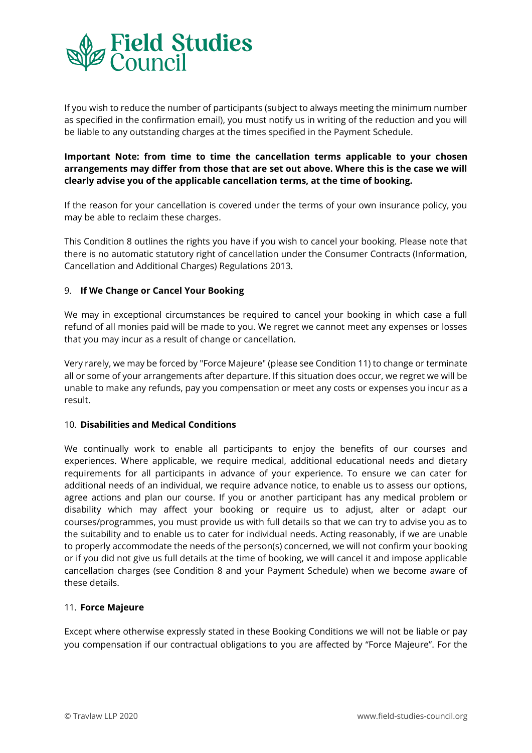If you wish to reduce the number of participants (subject to always meeting the minimum number as specified in the confirmation email), you must notify us in writing of the reduction and you will be liable to any outstanding charges at the times specified in the Payment Schedule.

**Important Note: from time to time the cancellation terms applicable to your chosen arrangements may differ from those that are set out above. Where this is the case we will clearly advise you of the applicable cancellation terms, at the time of booking.**

If the reason for your cancellation is covered under the terms of your own insurance policy, you may be able to reclaim these charges.

This Condition 8 outlines the rights you have if you wish to cancel your booking. Please note that there is no automatic statutory right of cancellation under the Consumer Contracts (Information, Cancellation and Additional Charges) Regulations 2013.

## 9. If We Change or Cancel Your Booking

We may in exceptional circumstances be required to cancel your booking in which case a full refund of all monies paid will be made to you. We regret we cannot meet any expenses or losses that you may incur as a result of change or cancellation.

Very rarely, we may be forced by "Force Majeure" (please see Condition 11) to change or terminate all or some of your arrangements after departure. If this situation does occur, we regret we will be unable to make any refunds, pay you compensation or meet any costs or expenses you incur as a result.

## 10. Disabilities and Medical Conditions

We continually work to enable all participants to enjoy the benefits of our courses and experiences. Where applicable, we require medical, additional educational needs and dietary requirements for all participants in advance of your experience. To ensure we can cater for additional needs of an individual, we require advance notice, to enable us to assess our options, agree actions and plan our course. If you or another participant has any medical problem or disability which may affect your booking or require us to adjust, alter or adapt our courses/programmes, you must provide us with full details so that we can try to advise you as to the suitability and to enable us to cater for individual needs. Acting reasonably, if we are unable to properly accommodate the needs of the person(s) concerned, we will not confirm your booking or if you did not give us full details at the time of booking, we will cancel it and impose applicable cancellation charges (see Condition 8 and your Payment Schedule) when we become aware of these details.

## 11. Force Majeure

Except where otherwise expressly stated in these Booking Conditions we will not be liable or pay you compensation if our contractual obligations to you are affected by "Force Majeure". For the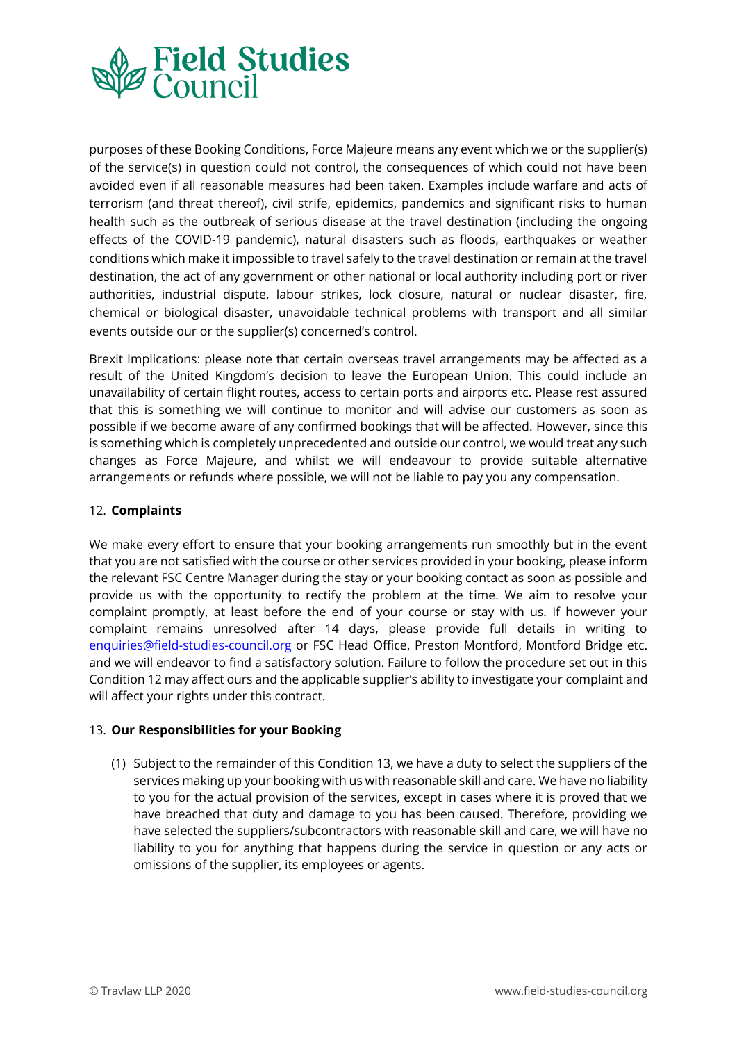purposes of these Booking Conditions, Force Majeure means any event which we or the supplier(s) of the service(s) in question could not control, the consequences of which could not have been avoided even if all reasonable measures had been taken. Examples include warfare and acts of terrorism (and threat thereof), civil strife, epidemics, pandemics and significant risks to human health such as the outbreak of serious disease at the travel destination (including the ongoing effects of the COVID-19 pandemic), natural disasters such as floods, earthquakes or weather conditions which make it impossible to travel safely to the travel destination or remain at the travel destination, the act of any government or other national or local authority including port or river authorities, industrial dispute, labour strikes, lock closure, natural or nuclear disaster, fire, chemical or biological disaster, unavoidable technical problems with transport and all similar events outside our or the supplier(s) concerned's control.

Brexit Implications: please note that certain overseas travel arrangements may be affected as a result of the United Kingdom's decision to leave the European Union. This could include an unavailability of certain flight routes, access to certain ports and airports etc. Please rest assured that this is something we will continue to monitor and will advise our customers as soon as possible if we become aware of any confirmed bookings that will be affected. However, since this is something which is completely unprecedented and outside our control, we would treat any such changes as Force Majeure, and whilst we will endeavour to provide suitable alternative arrangements or refunds where possible, we will not be liable to pay you any compensation.

## 12. **Complaints**

We make every effort to ensure that your booking arrangements run smoothly but in the event that you are not satisfied with the course or other services provided in your booking, please inform the relevant FSC Centre Manager during the stay or your booking contact as soon as possible and provide us with the opportunity to rectify the problem at the time. We aim to resolve your complaint promptly, at least before the end of your course or stay with us. If however your complaint remains unresolved after 14 days, please provide full details in writing to enquiries@field-studies-council.org or FSC Head Office, Preston Montford, Montford Bridge etc. and we will endeavor to find a satisfactory solution. Failure to follow the procedure set out in this Condition 12 may affect ours and the applicable supplier's ability to investigate your complaint and will affect your rights under this contract.

## 13. **Our Responsibilities for your Booking**

(1) Subject to the remainder of this Condition 13, we have a duty to select the suppliers of the services making up your booking with us with reasonable skill and care. We have no liability to you for the actual provision of the services, except in cases where it is proved that we have breached that duty and damage to you has been caused. Therefore, providing we have selected the suppliers/subcontractors with reasonable skill and care, we will have no liability to you for anything that happens during the service in question or any acts or omissions of the supplier, its employees or agents.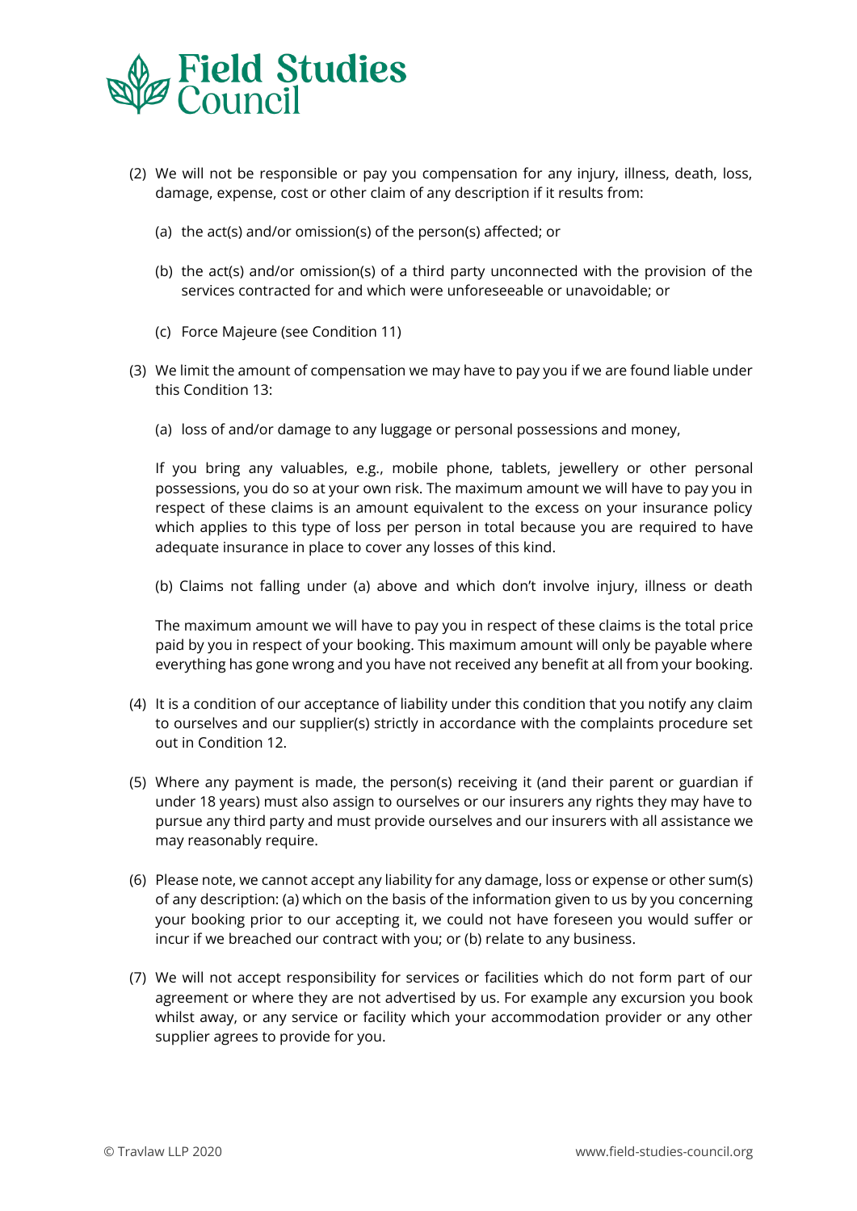(2) We will not be responsible or pay you compensation for any injury, illness, death, loss, damage, expense, cost or other claim of any description if it results from:

(a) the act(s) and/or omission(s) of the person(s) affected; or

(b) the act(s) and/or omission(s) of a third party unconnected with the provision of the services contracted for and which were unforeseeable or unavoidable; or

(c) Force Majeure (see Condition 11)

(3) We limit the amount of compensation we may have to pay you if we are found liable under this Condition 13:

(a) loss of and/or damage to any luggage or personal possessions and money,

If you bring any valuables, e.g., mobile phone, tablets, jewellery or other personal possessions, you do so at your own risk. The maximum amount we will have to pay you in respect of these claims is an amount equivalent to the excess on your insurance policy which applies to this type of loss per person in total because you are required to have adequate insurance in place to cover any losses of this kind.

(b) Claims not falling under (a) above and which don't involve injury, illness or death

The maximum amount we will have to pay you in respect of these claims is the total price paid by you in respect of your booking. This maximum amount will only be payable where everything has gone wrong and you have not received any benefit at all from your booking.

(4) It is a condition of our acceptance of liability under this condition that you notify any claim to ourselves and our supplier(s) strictly in accordance with the complaints procedure set out in Condition 12.

(5) Where any payment is made, the person(s) receiving it (and their parent or guardian if under 18 years) must also assign to ourselves or our insurers any rights they may have to pursue any third party and must provide ourselves and our insurers with all assistance we may reasonably require.

(6) Please note, we cannot accept any liability for any damage, loss or expense or other sum(s) of any description: (a) which on the basis of the information given to us by you concerning your booking prior to our accepting it, we could not have foreseen you would suffer or incur if we breached our contract with you; or (b) relate to any business.

(7) We will not accept responsibility for services or facilities which do not form part of our agreement or where they are not advertised by us. For example any excursion you book whilst away, or any service or facility which your accommodation provider or any other supplier agrees to provide for you.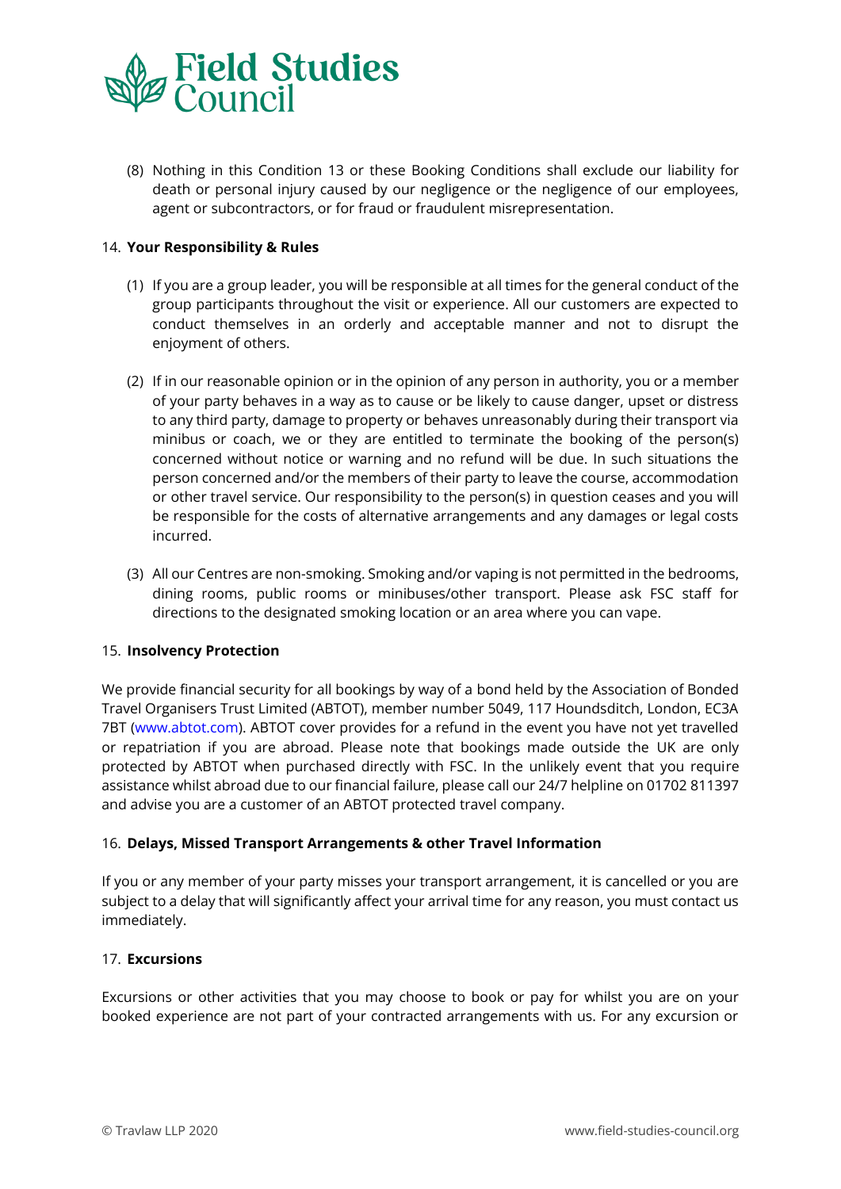(8) Nothing in this Condition 13 or these Booking Conditions shall exclude our liability for death or personal injury caused by our negligence or the negligence of our employees, agent or subcontractors, or for fraud or fraudulent misrepresentation.

14. **Your Responsibility & Rules**

(1) If you are a group leader, you will be responsible at all times for the general conduct of the group participants throughout the visit or experience. All our customers are expected to conduct themselves in an orderly and acceptable manner and not to disrupt the enjoyment of others.

(2) If in our reasonable opinion or in the opinion of any person in authority, you or a member of your party behaves in a way as to cause or be likely to cause danger, upset or distress to any third party, damage to property or behaves unreasonably during their transport via minibus or coach, we or they are entitled to terminate the booking of the person(s) concerned without notice or warning and no refund will be due. In such situations the person concerned and/or the members of their party to leave the course, accommodation or other travel service. Our responsibility to the person(s) in question ceases and you will be responsible for the costs of alternative arrangements and any damages or legal costs incurred.

(3) All our Centres are non-smoking. Smoking and/or vaping is not permitted in the bedrooms, dining rooms, public rooms or minibuses/other transport. Please ask FSC staff for directions to the designated smoking location or an area where you can vape.

15. **Insolvency Protection**

We provide financial security for all bookings by way of a bond held by the Association of Bonded Travel Organisers Trust Limited (ABTOT), member number 5049, 117 Houndsditch, London, EC3A 7BT (www.abtot.com). ABTOT cover provides for a refund in the event you have not yet travelled or repatriation if you are abroad. Please note that bookings made outside the UK are only protected by ABTOT when purchased directly with FSC. In the unlikely event that you require assistance whilst abroad due to our financial failure, please call our 24/7 helpline on 01702 811397 and advise you are a customer of an ABTOT protected travel company.

16. **Delays, Missed Transport Arrangements & other Travel Information**

If you or any member of your party misses your transport arrangement, it is cancelled or you are subject to a delay that will significantly affect your arrival time for any reason, you must contact us immediately.

17. **Excursions**

Excursions or other activities that you may choose to book or pay for whilst you are on your booked experience are not part of your contracted arrangements with us. For any excursion or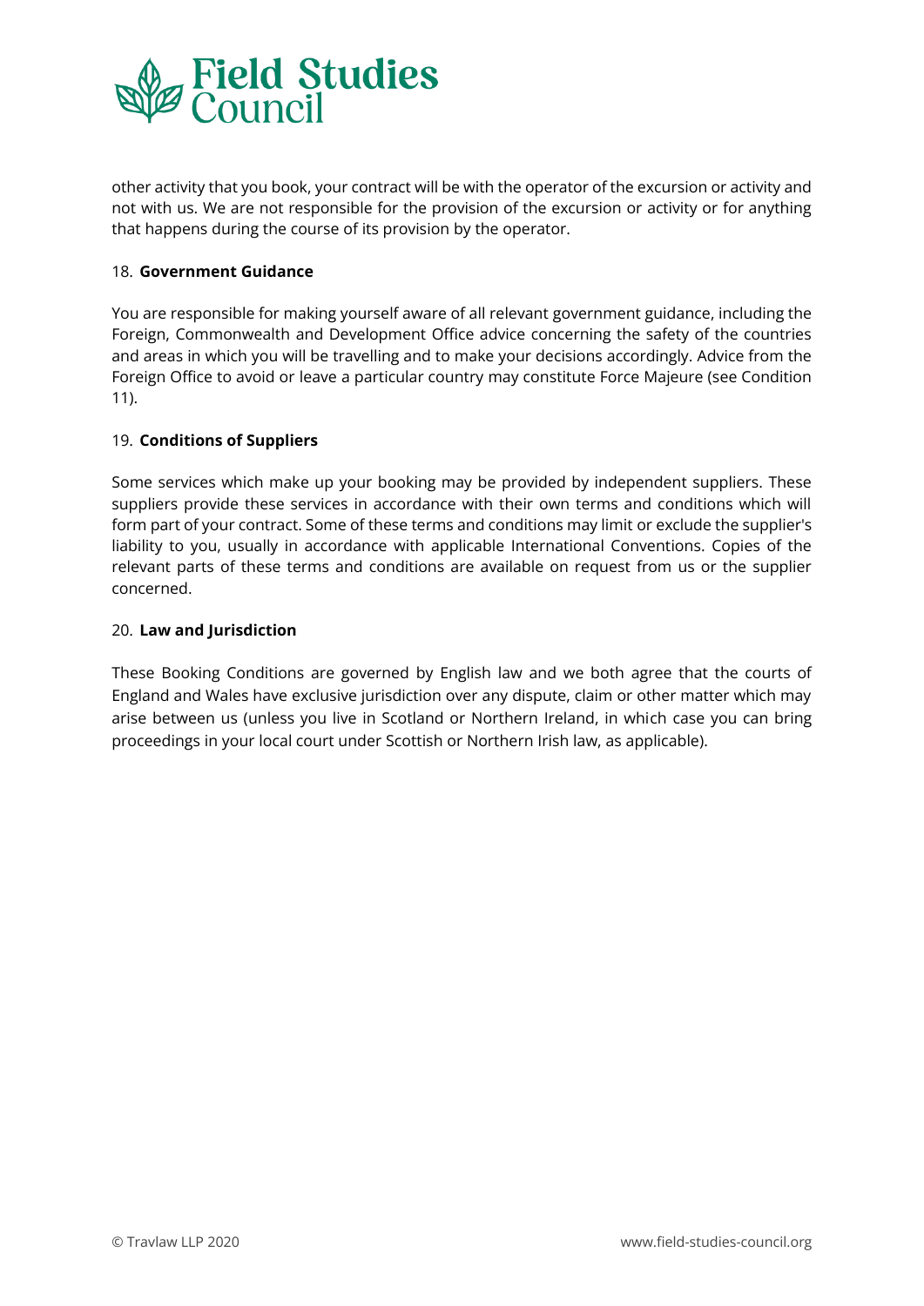other activity that you book, your contract will be with the operator of the excursion or activity and not with us. We are not responsible for the provision of the excursion or activity or for anything that happens during the course of its provision by the operator.

18. **Government Guidance**

You are responsible for making yourself aware of all relevant government guidance, including the Foreign, Commonwealth and Development Office advice concerning the safety of the countries and areas in which you will be travelling and to make your decisions accordingly. Advice from the Foreign Office to avoid or leave a particular country may constitute Force Majeure (see Condition 11).

19. **Conditions of Suppliers**

Some services which make up your booking may be provided by independent suppliers. These suppliers provide these services in accordance with their own terms and conditions which will form part of your contract. Some of these terms and conditions may limit or exclude the supplier's liability to you, usually in accordance with applicable International Conventions. Copies of the relevant parts of these terms and conditions are available on request from us or the supplier concerned.

20. **Law and Jurisdiction**

These Booking Conditions are governed by English law and we both agree that the courts of England and Wales have exclusive jurisdiction over any dispute, claim or other matter which may arise between us (unless you live in Scotland or Northern Ireland, in which case you can bring proceedings in your local court under Scottish or Northern Irish law, as applicable).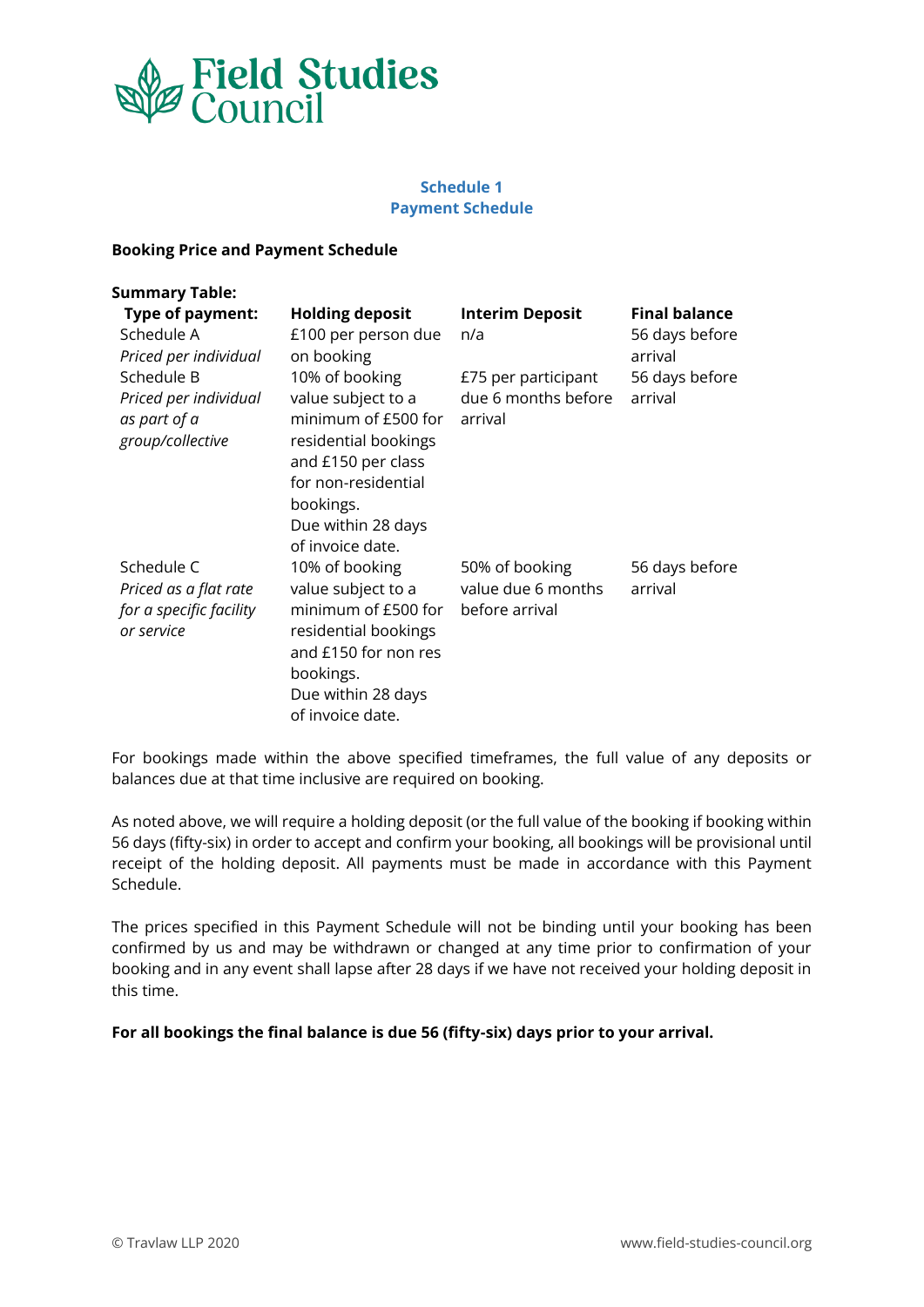Field Studies Council

## Schedule 1
## Payment Schedule

**Booking Price and Payment Schedule**

**Summary Table:**

| Type of payment: | Holding deposit | Interim Deposit | Final balance |
|---|---|---|---|
| Schedule A *Priced per individual* | £100 per person due on booking | n/a | 56 days before arrival |
| Schedule B *Priced per individual as part of a group/collective* | 10% of booking value subject to a minimum of £500 for residential bookings and £150 per class for non-residential bookings. Due within 28 days of invoice date. | £75 per participant due 6 months before arrival | 56 days before arrival |
| Schedule C *Priced as a flat rate for a specific facility or service* | 10% of booking value subject to a minimum of £500 for residential bookings and £150 for non res bookings. Due within 28 days of invoice date. | 50% of booking value due 6 months before arrival | 56 days before arrival |

For bookings made within the above specified timeframes, the full value of any deposits or balances due at that time inclusive are required on booking.

As noted above, we will require a holding deposit (or the full value of the booking if booking within 56 days (fifty-six) in order to accept and confirm your booking, all bookings will be provisional until receipt of the holding deposit. All payments must be made in accordance with this Payment Schedule.

The prices specified in this Payment Schedule will not be binding until your booking has been confirmed by us and may be withdrawn or changed at any time prior to confirmation of your booking and in any event shall lapse after 28 days if we have not received your holding deposit in this time.

**For all bookings the final balance is due 56 (fifty-six) days prior to your arrival.**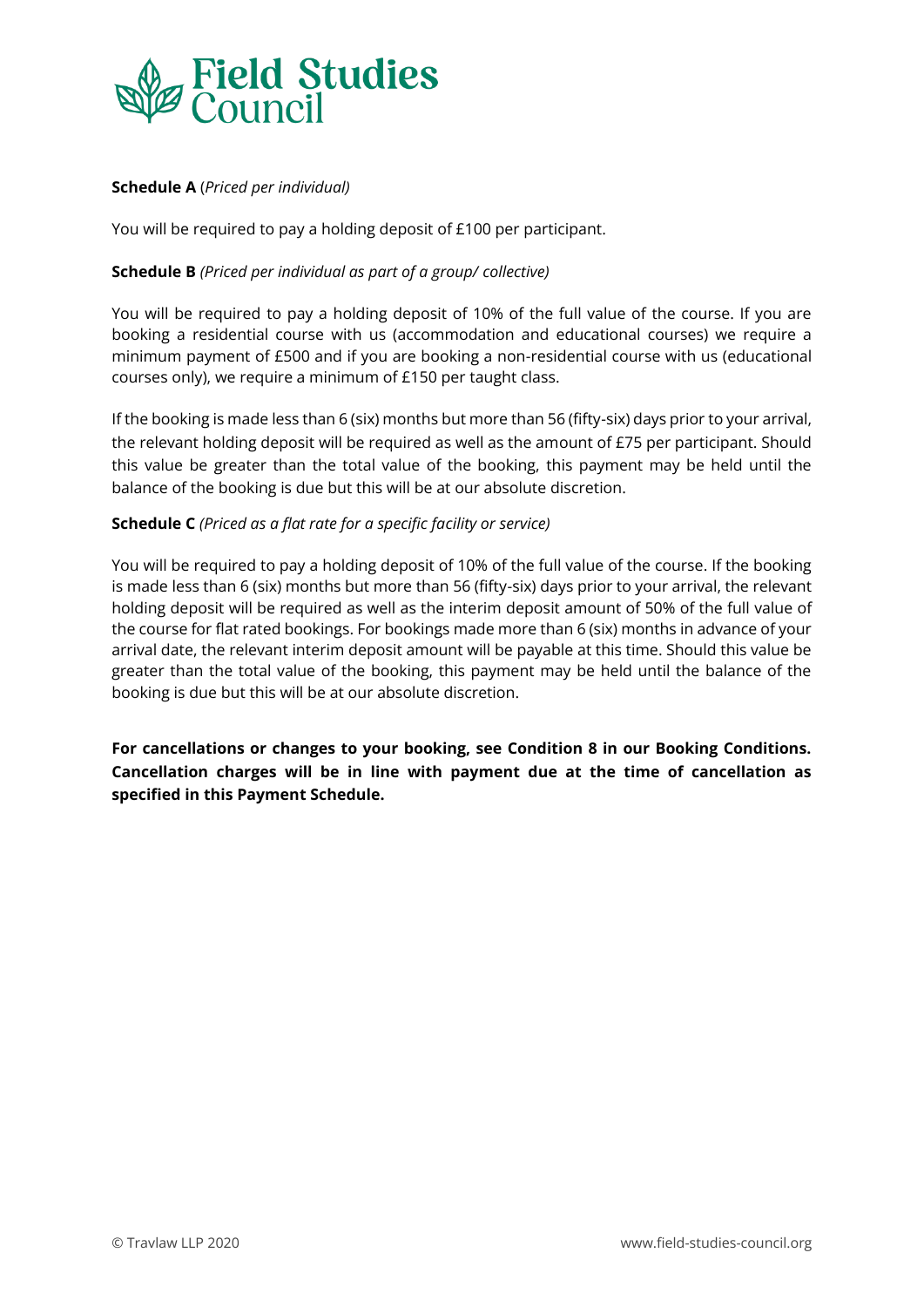**Schedule A** (*Priced per individual)*

You will be required to pay a holding deposit of £100 per participant.

**Schedule B** *(Priced per individual as part of a group/ collective)*

You will be required to pay a holding deposit of 10% of the full value of the course. If you are booking a residential course with us (accommodation and educational courses) we require a minimum payment of £500 and if you are booking a non-residential course with us (educational courses only), we require a minimum of £150 per taught class.

If the booking is made less than 6 (six) months but more than 56 (fifty-six) days prior to your arrival, the relevant holding deposit will be required as well as the amount of £75 per participant. Should this value be greater than the total value of the booking, this payment may be held until the balance of the booking is due but this will be at our absolute discretion.

**Schedule C** *(Priced as a flat rate for a specific facility or service)*

You will be required to pay a holding deposit of 10% of the full value of the course. If the booking is made less than 6 (six) months but more than 56 (fifty-six) days prior to your arrival, the relevant holding deposit will be required as well as the interim deposit amount of 50% of the full value of the course for flat rated bookings. For bookings made more than 6 (six) months in advance of your arrival date, the relevant interim deposit amount will be payable at this time. Should this value be greater than the total value of the booking, this payment may be held until the balance of the booking is due but this will be at our absolute discretion.

**For cancellations or changes to your booking, see Condition 8 in our Booking Conditions. Cancellation charges will be in line with payment due at the time of cancellation as specified in this Payment Schedule.**